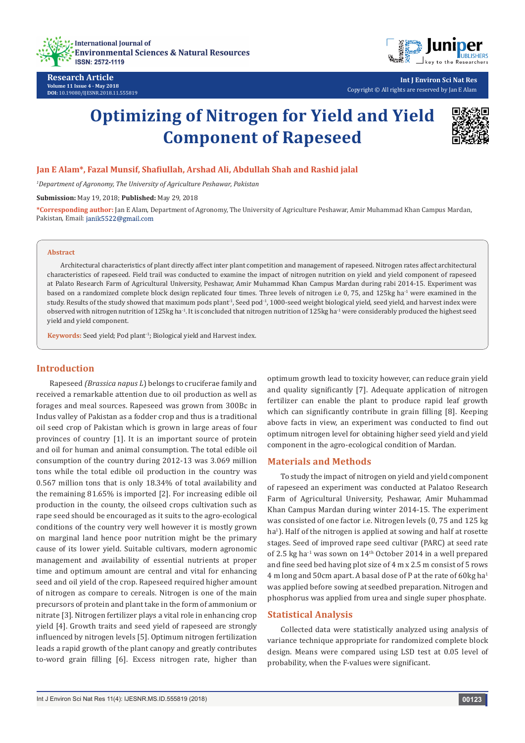Research Article
Volume 11 Issue 4 - May 2018
DOI: 10.19080/IJESNR.2018.11.555819

Int J Environ Sci Nat Res
Copyright © All rights are reserved by Jan E Alam

# Optimizing of Nitrogen for Yield and Yield Component of Rapeseed

**Jan E Alam*, Fazal Munsif, Shafiullah, Arshad Ali, Abdullah Shah and Rashid jalal**

[1]*Department of Agronomy, The University of Agriculture Peshawar, Pakistan*

**Submission:** May 19, 2018; **Published:** May 29, 2018

***Corresponding author:** Jan E Alam, Department of Agronomy, The University of Agriculture Peshawar, Amir Muhammad Khan Campus Mardan, Pakistan, Email: janik5522@gmail.com

## Abstract

Architectural characteristics of plant directly affect inter plant competition and management of rapeseed. Nitrogen rates affect architectural characteristics of rapeseed. Field trail was conducted to examine the impact of nitrogen nutrition on yield and yield component of rapeseed at Palato Research Farm of Agricultural University, Peshawar, Amir Muhammad Khan Campus Mardan during rabi 2014-15. Experiment was based on a randomized complete block design replicated four times. Three levels of nitrogen i.e 0, 75, and 125kg $ha^{-1}$ were examined in the study. Results of the study showed that maximum pods $plant^{-1}$, Seed $pod^{-1}$, 1000-seed weight biological yield, seed yield, and harvest index were observed with nitrogen nutrition of 125kg $ha^{-1}$. It is concluded that nitrogen nutrition of 125kg $ha^{-1}$ were considerably produced the highest seed yield and yield component.

**Keywords:** Seed yield; Pod $plant^{-1}$; Biological yield and Harvest index.

## Introduction

Rapeseed *(Brassica napus L)* belongs to cruciferae family and received a remarkable attention due to oil production as well as forages and meal sources. Rapeseed was grown from 300Bc in Indus valley of Pakistan as a fodder crop and thus is a traditional oil seed crop of Pakistan which is grown in large areas of four provinces of country [1]. It is an important source of protein and oil for human and animal consumption. The total edible oil consumption of the country during 2012-13 was 3.069 million tons while the total edible oil production in the country was 0.567 million tons that is only 18.34% of total availability and the remaining 81.65% is imported [2]. For increasing edible oil production in the county, the oilseed crops cultivation such as rape seed should be encouraged as it suits to the agro-ecological conditions of the country very well however it is mostly grown on marginal land hence poor nutrition might be the primary cause of its lower yield. Suitable cultivars, modern agronomic management and availability of essential nutrients at proper time and optimum amount are central and vital for enhancing seed and oil yield of the crop. Rapeseed required higher amount of nitrogen as compare to cereals. Nitrogen is one of the main precursors of protein and plant take in the form of ammonium or nitrate [3]. Nitrogen fertilizer plays a vital role in enhancing crop yield [4]. Growth traits and seed yield of rapeseed are strongly influenced by nitrogen levels [5]. Optimum nitrogen fertilization leads a rapid growth of the plant canopy and greatly contributes to-word grain filling [6]. Excess nitrogen rate, higher than optimum growth lead to toxicity however, can reduce grain yield and quality significantly [7]. Adequate application of nitrogen fertilizer can enable the plant to produce rapid leaf growth which can significantly contribute in grain filling [8]. Keeping above facts in view, an experiment was conducted to find out optimum nitrogen level for obtaining higher seed yield and yield component in the agro-ecological condition of Mardan.

## Materials and Methods

To study the impact of nitrogen on yield and yield component of rapeseed an experiment was conducted at Palatoo Research Farm of Agricultural University, Peshawar, Amir Muhammad Khan Campus Mardan during winter 2014-15. The experiment was consisted of one factor i.e. Nitrogen levels (0, 75 and 125 kg $ha^{1}$). Half of the nitrogen is applied at sowing and half at rosette stages. Seed of improved rape seed cultivar (PARC) at seed rate of 2.5 kg $ha^{-1}$ was sown on 14[th] October 2014 in a well prepared and fine seed bed having plot size of 4 m x 2.5 m consist of 5 rows 4 m long and 50cm apart. A basal dose of P at the rate of 60kg $ha^{1}$ was applied before sowing at seedbed preparation. Nitrogen and phosphorus was applied from urea and single super phosphate.

## Statistical Analysis

Collected data were statistically analyzed using analysis of variance technique appropriate for randomized complete block design. Means were compared using LSD test at 0.05 level of probability, when the F-values were significant.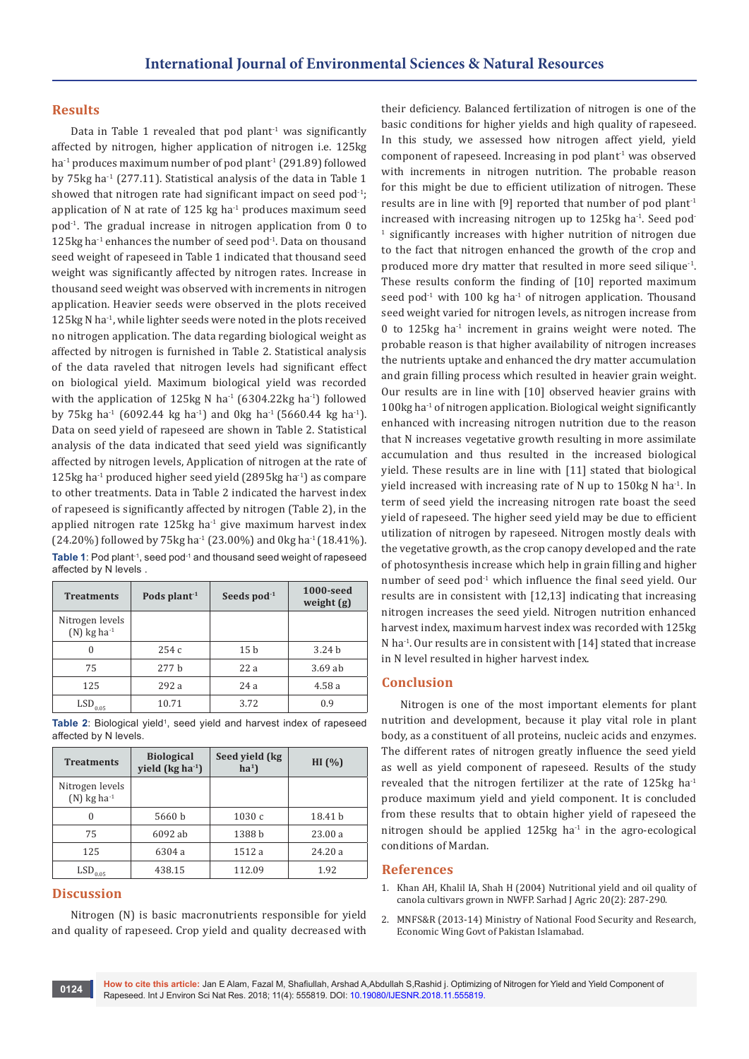## Results

Data in Table 1 revealed that pod $plant^{-1}$ was significantly affected by nitrogen, higher application of nitrogen i.e. 125kg $ha^{-1}$ produces maximum number of pod $plant^{-1}$ (291.89) followed by 75kg $ha^{-1}$ (277.11). Statistical analysis of the data in Table 1 showed that nitrogen rate had significant impact on seed $pod^{-1}$; application of N at rate of 125 kg $ha^{-1}$ produces maximum seed $pod^{-1}$. The gradual increase in nitrogen application from 0 to 125kg $ha^{-1}$ enhances the number of seed $pod^{-1}$. Data on thousand seed weight of rapeseed in Table 1 indicated that thousand seed weight was significantly affected by nitrogen rates. Increase in thousand seed weight was observed with increments in nitrogen application. Heavier seeds were observed in the plots received 125kg N $ha^{-1}$, while lighter seeds were noted in the plots received no nitrogen application. The data regarding biological weight as affected by nitrogen is furnished in Table 2. Statistical analysis of the data raveled that nitrogen levels had significant effect on biological yield. Maximum biological yield was recorded with the application of 125kg N $ha^{-1}$ (6304.22kg $ha^{-1}$) followed by 75kg $ha^{-1}$ (6092.44 kg $ha^{-1}$) and 0kg $ha^{-1}$ (5660.44 kg $ha^{-1}$). Data on seed yield of rapeseed are shown in Table 2. Statistical analysis of the data indicated that seed yield was significantly affected by nitrogen levels, Application of nitrogen at the rate of 125kg $ha^{-1}$ produced higher seed yield (2895kg $ha^{-1}$) as compare to other treatments. Data in Table 2 indicated the harvest index of rapeseed is significantly affected by nitrogen (Table 2), in the applied nitrogen rate 125kg $ha^{-1}$ give maximum harvest index (24.20%) followed by 75kg $ha^{-1}$ (23.00%) and 0kg $ha^{-1}$ (18.41%).

**Table 1**: Pod $plant^{-1}$, seed $pod^{-1}$ and thousand seed weight of rapeseed affected by N levels .

| Treatments | Pods $plant^{-1}$ | Seeds $pod^{-1}$ | 1000-seed weight (g) |
|---|---|---|---|
| Nitrogen levels (N) kg $ha^{-1}$ | | | |
| 0 | 254 c | 15 b | 3.24 b |
| 75 | 277 b | 22 a | 3.69 ab |
| 125 | 292 a | 24 a | 4.58 a |
| $LSD_{0.05}$ | 10.71 | 3.72 | 0.9 |

**Table 2**: Biological yield[1], seed yield and harvest index of rapeseed affected by N levels.

| Treatments | Biological yield (kg $ha^{-1}$) | Seed yield (kg $ha^{1}$) | HI (%) |
|---|---|---|---|
| Nitrogen levels (N) kg $ha^{-1}$ | | | |
| 0 | 5660 b | 1030 c | 18.41 b |
| 75 | 6092 ab | 1388 b | 23.00 a |
| 125 | 6304 a | 1512 a | 24.20 a |
| $LSD_{0.05}$ | 438.15 | 112.09 | 1.92 |

## Discussion

Nitrogen (N) is basic macronutrients responsible for yield and quality of rapeseed. Crop yield and quality decreased with their deficiency. Balanced fertilization of nitrogen is one of the basic conditions for higher yields and high quality of rapeseed. In this study, we assessed how nitrogen affect yield, yield component of rapeseed. Increasing in pod $plant^{-1}$ was observed with increments in nitrogen nutrition. The probable reason for this might be due to efficient utilization of nitrogen. These results are in line with [9] reported that number of pod $plant^{-1}$ increased with increasing nitrogen up to 125kg $ha^{-1}$. Seed $pod^{-1}$ significantly increases with higher nutrition of nitrogen due to the fact that nitrogen enhanced the growth of the crop and produced more dry matter that resulted in more seed $silique^{-1}$. These results conform the finding of [10] reported maximum seed $pod^{-1}$ with 100 kg $ha^{-1}$ of nitrogen application. Thousand seed weight varied for nitrogen levels, as nitrogen increase from 0 to 125kg $ha^{-1}$ increment in grains weight were noted. The probable reason is that higher availability of nitrogen increases the nutrients uptake and enhanced the dry matter accumulation and grain filling process which resulted in heavier grain weight. Our results are in line with [10] observed heavier grains with 100kg $ha^{-1}$ of nitrogen application. Biological weight significantly enhanced with increasing nitrogen nutrition due to the reason that N increases vegetative growth resulting in more assimilate accumulation and thus resulted in the increased biological yield. These results are in line with [11] stated that biological yield increased with increasing rate of N up to 150kg N $ha^{-1}$. In term of seed yield the increasing nitrogen rate boast the seed yield of rapeseed. The higher seed yield may be due to efficient utilization of nitrogen by rapeseed. Nitrogen mostly deals with the vegetative growth, as the crop canopy developed and the rate of photosynthesis increase which help in grain filling and higher number of seed $pod^{-1}$ which influence the final seed yield. Our results are in consistent with [12,13] indicating that increasing nitrogen increases the seed yield. Nitrogen nutrition enhanced harvest index, maximum harvest index was recorded with 125kg N $ha^{-1}$. Our results are in consistent with [14] stated that increase in N level resulted in higher harvest index.

## Conclusion

Nitrogen is one of the most important elements for plant nutrition and development, because it play vital role in plant body, as a constituent of all proteins, nucleic acids and enzymes. The different rates of nitrogen greatly influence the seed yield as well as yield component of rapeseed. Results of the study revealed that the nitrogen fertilizer at the rate of 125kg $ha^{-1}$ produce maximum yield and yield component. It is concluded from these results that to obtain higher yield of rapeseed the nitrogen should be applied 125kg $ha^{-1}$ in the agro-ecological conditions of Mardan.

## References

1. Khan AH, Khalil IA, Shah H (2004) Nutritional yield and oil quality of canola cultivars grown in NWFP. Sarhad J Agric 20(2): 287-290.
2. MNFS&R (2013-14) Ministry of National Food Security and Research, Economic Wing Govt of Pakistan Islamabad.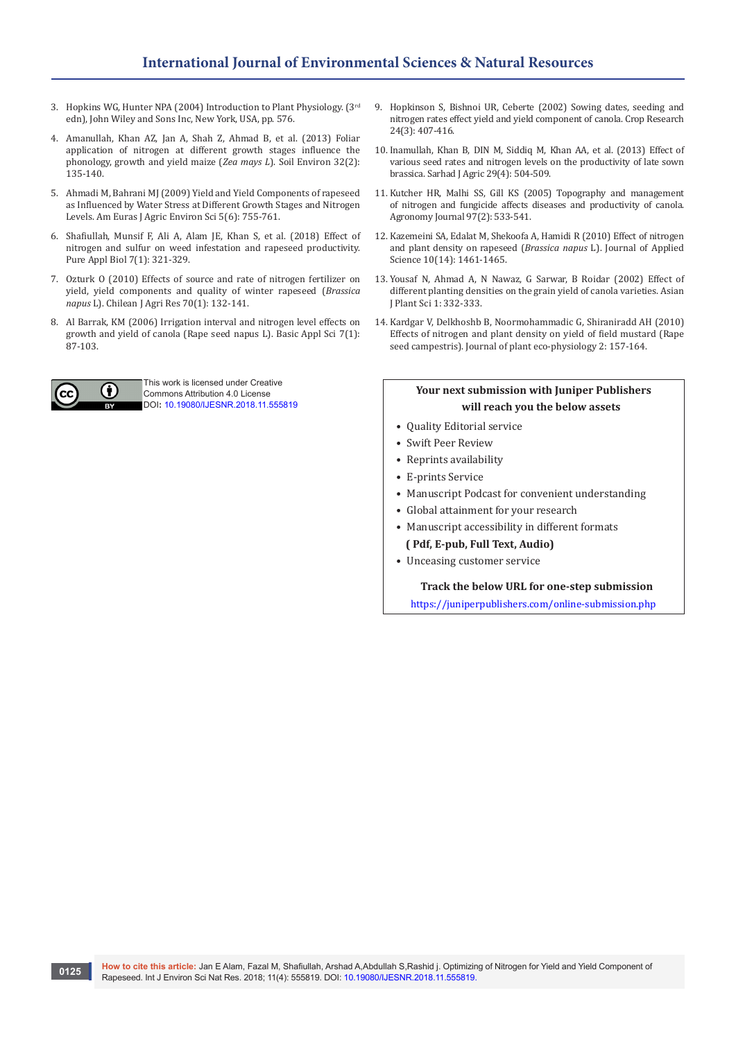3. Hopkins WG, Hunter NPA (2004) Introduction to Plant Physiology. (3[rd] edn), John Wiley and Sons Inc, New York, USA, pp. 576.
4. Amanullah, Khan AZ, Jan A, Shah Z, Ahmad B, et al. (2013) Foliar application of nitrogen at different growth stages influence the phonology, growth and yield maize (*Zea mays L*). Soil Environ 32(2): 135-140.
5. Ahmadi M, Bahrani MJ (2009) Yield and Yield Components of rapeseed as Influenced by Water Stress at Different Growth Stages and Nitrogen Levels. Am Euras J Agric Environ Sci 5(6): 755-761.
6. Shafiullah, Munsif F, Ali A, Alam JE, Khan S, et al. (2018) Effect of nitrogen and sulfur on weed infestation and rapeseed productivity. Pure Appl Biol 7(1): 321-329.
7. Ozturk O (2010) Effects of source and rate of nitrogen fertilizer on yield, yield components and quality of winter rapeseed (*Brassica napus* L). Chilean J Agri Res 70(1): 132-141.
8. Al Barrak, KM (2006) Irrigation interval and nitrogen level effects on growth and yield of canola (Rape seed napus L). Basic Appl Sci 7(1): 87-103.
9. Hopkinson S, Bishnoi UR, Ceberte (2002) Sowing dates, seeding and nitrogen rates effect yield and yield component of canola. Crop Research 24(3): 407-416.
10. Inamullah, Khan B, DIN M, Siddiq M, Khan AA, et al. (2013) Effect of various seed rates and nitrogen levels on the productivity of late sown brassica. Sarhad J Agric 29(4): 504-509.
11. Kutcher HR, Malhi SS, Gill KS (2005) Topography and management of nitrogen and fungicide affects diseases and productivity of canola. Agronomy Journal 97(2): 533-541.
12. Kazemeini SA, Edalat M, Shekoofa A, Hamidi R (2010) Effect of nitrogen and plant density on rapeseed (*Brassica napus* L). Journal of Applied Science 10(14): 1461-1465.
13. Yousaf N, Ahmad A, N Nawaz, G Sarwar, B Roidar (2002) Effect of different planting densities on the grain yield of canola varieties. Asian J Plant Sci 1: 332-333.
14. Kardgar V, Delkhoshb B, Noormohammadic G, Shiraniradd AH (2010) Effects of nitrogen and plant density on yield of field mustard (Rape seed campestris). Journal of plant eco-physiology 2: 157-164.

This work is licensed under Creative Commons Attribution 4.0 License
DOI: 10.19080/IJESNR.2018.11.555819

**Your next submission with Juniper Publishers will reach you the below assets**

- Quality Editorial service
- Swift Peer Review
- Reprints availability
- E-prints Service
- Manuscript Podcast for convenient understanding
- Global attainment for your research
- Manuscript accessibility in different formats
  **( Pdf, E-pub, Full Text, Audio)**
- Unceasing customer service

**Track the below URL for one-step submission**
https://juniperpublishers.com/online-submission.php

**How to cite this article:** Jan E Alam, Fazal M, Shafiullah, Arshad A,Abdullah S,Rashid j. Optimizing of Nitrogen for Yield and Yield Component of Rapeseed. Int J Environ Sci Nat Res. 2018; 11(4): 555819. DOI: 10.19080/IJESNR.2018.11.555819.